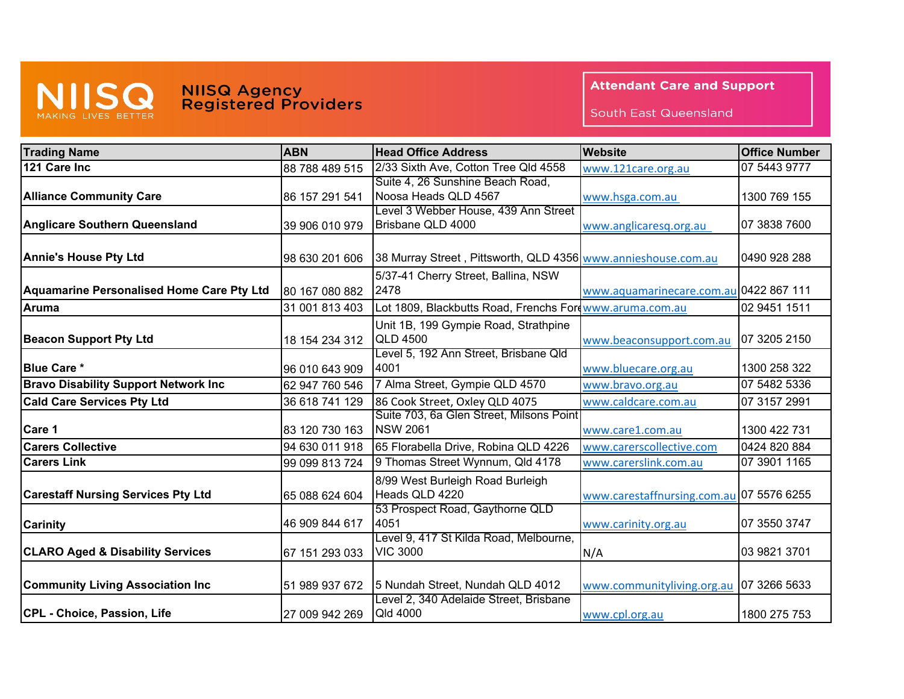# NIISQ Agency Registered Providers

NIISQ — MAKING LIVES BETTER

**Attendant Care and Support**

South East Queensland

| Trading Name | ABN | Head Office Address | Website | Office Number |
|---|---|---|---|---|
| **121 Care Inc** | 88 788 489 515 | 2/33 Sixth Ave, Cotton Tree Qld 4558 | www.121care.org.au | 07 5443 9777 |
| **Alliance Community Care** | 86 157 291 541 | Suite 4, 26 Sunshine Beach Road, Noosa Heads QLD 4567 | www.hsga.com.au | 1300 769 155 |
| **Anglicare Southern Queensland** | 39 906 010 979 | Level 3 Webber House, 439 Ann Street Brisbane QLD 4000 | www.anglicaresq.org.au | 07 3838 7600 |
| **Annie's House Pty Ltd** | 98 630 201 606 | 38 Murray Street , Pittsworth, QLD 4356 | www.annieshouse.com.au | 0490 928 288 |
| **Aquamarine Personalised Home Care Pty Ltd** | 80 167 080 882 | 5/37-41 Cherry Street, Ballina, NSW 2478 | www.aquamarinecare.com.au | 0422 867 111 |
| **Aruma** | 31 001 813 403 | Lot 1809, Blackbutts Road, Frenchs Fore | www.aruma.com.au | 02 9451 1511 |
| **Beacon Support Pty Ltd** | 18 154 234 312 | Unit 1B, 199 Gympie Road, Strathpine QLD 4500 | www.beaconsupport.com.au | 07 3205 2150 |
| **Blue Care** * | 96 010 643 909 | Level 5, 192 Ann Street, Brisbane Qld 4001 | www.bluecare.org.au | 1300 258 322 |
| **Bravo Disability Support Network Inc** | 62 947 760 546 | 7 Alma Street, Gympie QLD 4570 | www.bravo.org.au | 07 5482 5336 |
| **Cald Care Services Pty Ltd** | 36 618 741 129 | 86 Cook Street, Oxley QLD 4075 | www.caldcare.com.au | 07 3157 2991 |
| **Care 1** | 83 120 730 163 | Suite 703, 6a Glen Street, Milsons Point NSW 2061 | www.care1.com.au | 1300 422 731 |
| **Carers Collective** | 94 630 011 918 | 65 Florabella Drive, Robina QLD 4226 | www.carerscollective.com | 0424 820 884 |
| **Carers Link** | 99 099 813 724 | 9 Thomas Street Wynnum, Qld 4178 | www.carerslink.com.au | 07 3901 1165 |
| **Carestaff Nursing Services Pty Ltd** | 65 088 624 604 | 8/99 West Burleigh Road Burleigh Heads QLD 4220 | www.carestaffnursing.com.au | 07 5576 6255 |
| **Carinity** | 46 909 844 617 | 53 Prospect Road, Gaythorne QLD 4051 | www.carinity.org.au | 07 3550 3747 |
| **CLARO Aged & Disability Services** | 67 151 293 033 | Level 9, 417 St Kilda Road, Melbourne, VIC 3000 | N/A | 03 9821 3701 |
| **Community Living Association Inc** | 51 989 937 672 | 5 Nundah Street, Nundah QLD 4012 | www.communityliving.org.au | 07 3266 5633 |
| **CPL - Choice, Passion, Life** | 27 009 942 269 | Level 2, 340 Adelaide Street, Brisbane Qld 4000 | www.cpl.org.au | 1800 275 753 |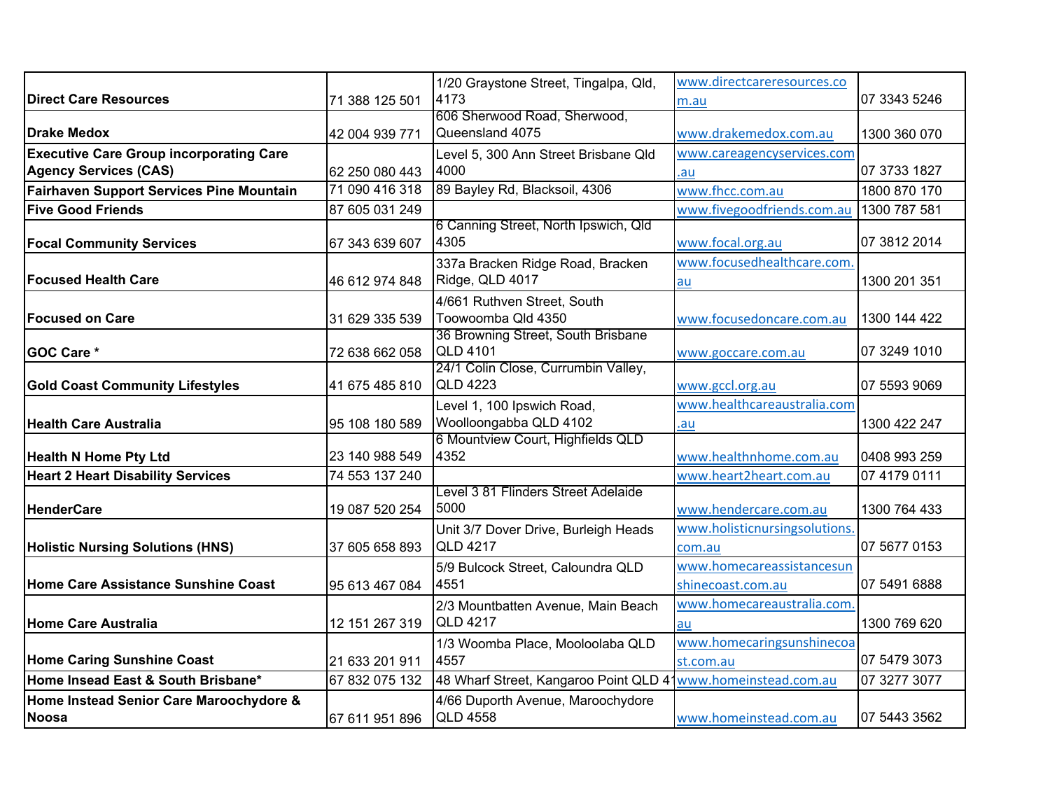| | | | | |
|---|---|---|---|---|
| **Direct Care Resources** | 71 388 125 501 | 1/20 Graystone Street, Tingalpa, Qld, 4173 | www.directcareresources.com.au | 07 3343 5246 |
| **Drake Medox** | 42 004 939 771 | 606 Sherwood Road, Sherwood, Queensland 4075 | www.drakemedox.com.au | 1300 360 070 |
| **Executive Care Group incorporating Care Agency Services (CAS)** | 62 250 080 443 | Level 5, 300 Ann Street Brisbane Qld 4000 | www.careagencyservices.com.au | 07 3733 1827 |
| **Fairhaven Support Services Pine Mountain** | 71 090 416 318 | 89 Bayley Rd, Blacksoil, 4306 | www.fhcc.com.au | 1800 870 170 |
| **Five Good Friends** | 87 605 031 249 | | www.fivegoodfriends.com.au | 1300 787 581 |
| **Focal Community Services** | 67 343 639 607 | 6 Canning Street, North Ipswich, Qld 4305 | www.focal.org.au | 07 3812 2014 |
| **Focused Health Care** | 46 612 974 848 | 337a Bracken Ridge Road, Bracken Ridge, QLD 4017 | www.focusedhealthcare.com.au | 1300 201 351 |
| **Focused on Care** | 31 629 335 539 | 4/661 Ruthven Street, South Toowoomba Qld 4350 | www.focusedoncare.com.au | 1300 144 422 |
| **GOC Care *** | 72 638 662 058 | 36 Browning Street, South Brisbane QLD 4101 | www.goccare.com.au | 07 3249 1010 |
| **Gold Coast Community Lifestyles** | 41 675 485 810 | 24/1 Colin Close, Currumbin Valley, QLD 4223 | www.gccl.org.au | 07 5593 9069 |
| **Health Care Australia** | 95 108 180 589 | Level 1, 100 Ipswich Road, Woolloongabba QLD 4102 | www.healthcareaustralia.com.au | 1300 422 247 |
| **Health N Home Pty Ltd** | 23 140 988 549 | 6 Mountview Court, Highfields QLD 4352 | www.healthnhome.com.au | 0408 993 259 |
| **Heart 2 Heart Disability Services** | 74 553 137 240 | | www.heart2heart.com.au | 07 4179 0111 |
| **HenderCare** | 19 087 520 254 | Level 3 81 Flinders Street Adelaide 5000 | www.hendercare.com.au | 1300 764 433 |
| **Holistic Nursing Solutions (HNS)** | 37 605 658 893 | Unit 3/7 Dover Drive, Burleigh Heads QLD 4217 | www.holisticnursingsolutions.com.au | 07 5677 0153 |
| **Home Care Assistance Sunshine Coast** | 95 613 467 084 | 5/9 Bulcock Street, Caloundra QLD 4551 | www.homecareassistancesunshinecoast.com.au | 07 5491 6888 |
| **Home Care Australia** | 12 151 267 319 | 2/3 Mountbatten Avenue, Main Beach QLD 4217 | www.homecareaustralia.com.au | 1300 769 620 |
| **Home Caring Sunshine Coast** | 21 633 201 911 | 1/3 Woomba Place, Mooloolaba QLD 4557 | www.homecaringsunshinecoast.com.au | 07 5479 3073 |
| **Home Insead East & South Brisbane*** | 67 832 075 132 | 48 Wharf Street, Kangaroo Point QLD 41 | www.homeinstead.com.au | 07 3277 3077 |
| **Home Instead Senior Care Maroochydore & Noosa** | 67 611 951 896 | 4/66 Duporth Avenue, Maroochydore QLD 4558 | www.homeinstead.com.au | 07 5443 3562 |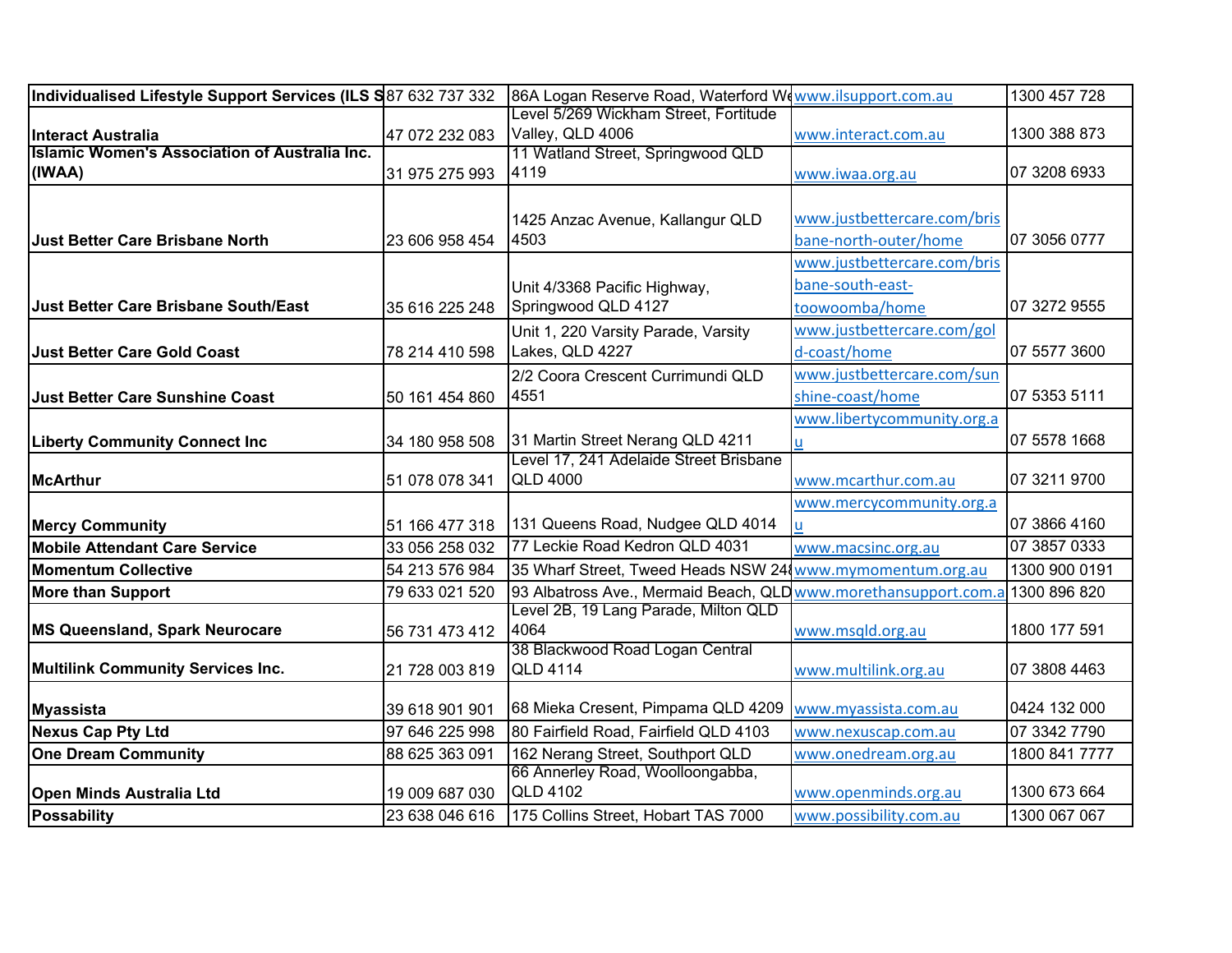| Individualised Lifestyle Support Services (ILS S | 87 632 737 332 | 86A Logan Reserve Road, Waterford We | www.ilsupport.com.au | 1300 457 728 |
|---|---|---|---|---|
| **Interact Australia** | 47 072 232 083 | Level 5/269 Wickham Street, Fortitude Valley, QLD 4006 | www.interact.com.au | 1300 388 873 |
| **Islamic Women's Association of Australia Inc. (IWAA)** | 31 975 275 993 | 11 Watland Street, Springwood QLD 4119 | www.iwaa.org.au | 07 3208 6933 |
| **Just Better Care Brisbane North** | 23 606 958 454 | 1425 Anzac Avenue, Kallangur QLD 4503 | www.justbettercare.com/brisbane-north-outer/home | 07 3056 0777 |
| **Just Better Care Brisbane South/East** | 35 616 225 248 | Unit 4/3368 Pacific Highway, Springwood QLD 4127 | www.justbettercare.com/brisbane-south-east-toowoomba/home | 07 3272 9555 |
| **Just Better Care Gold Coast** | 78 214 410 598 | Unit 1, 220 Varsity Parade, Varsity Lakes, QLD 4227 | www.justbettercare.com/gold-coast/home | 07 5577 3600 |
| **Just Better Care Sunshine Coast** | 50 161 454 860 | 2/2 Coora Crescent Currimundi QLD 4551 | www.justbettercare.com/sunshine-coast/home | 07 5353 5111 |
| **Liberty Community Connect Inc** | 34 180 958 508 | 31 Martin Street Nerang QLD 4211 | www.libertycommunity.org.au | 07 5578 1668 |
| **McArthur** | 51 078 078 341 | Level 17, 241 Adelaide Street Brisbane QLD 4000 | www.mcarthur.com.au | 07 3211 9700 |
| **Mercy Community** | 51 166 477 318 | 131 Queens Road, Nudgee QLD 4014 | www.mercycommunity.org.au | 07 3866 4160 |
| **Mobile Attendant Care Service** | 33 056 258 032 | 77 Leckie Road Kedron QLD 4031 | www.macsinc.org.au | 07 3857 0333 |
| **Momentum Collective** | 54 213 576 984 | 35 Wharf Street, Tweed Heads NSW 248 | www.mymomentum.org.au | 1300 900 0191 |
| **More than Support** | 79 633 021 520 | 93 Albatross Ave., Mermaid Beach, QLD | www.morethansupport.com.a | 1300 896 820 |
| **MS Queensland, Spark Neurocare** | 56 731 473 412 | Level 2B, 19 Lang Parade, Milton QLD 4064 | www.msqld.org.au | 1800 177 591 |
| **Multilink Community Services Inc.** | 21 728 003 819 | 38 Blackwood Road Logan Central QLD 4114 | www.multilink.org.au | 07 3808 4463 |
| **Myassista** | 39 618 901 901 | 68 Mieka Cresent, Pimpama QLD 4209 | www.myassista.com.au | 0424 132 000 |
| **Nexus Cap Pty Ltd** | 97 646 225 998 | 80 Fairfield Road, Fairfield QLD 4103 | www.nexuscap.com.au | 07 3342 7790 |
| **One Dream Community** | 88 625 363 091 | 162 Nerang Street, Southport QLD | www.onedream.org.au | 1800 841 7777 |
| **Open Minds Australia Ltd** | 19 009 687 030 | 66 Annerley Road, Woolloongabba, QLD 4102 | www.openminds.org.au | 1300 673 664 |
| **Possability** | 23 638 046 616 | 175 Collins Street, Hobart TAS 7000 | www.possibility.com.au | 1300 067 067 |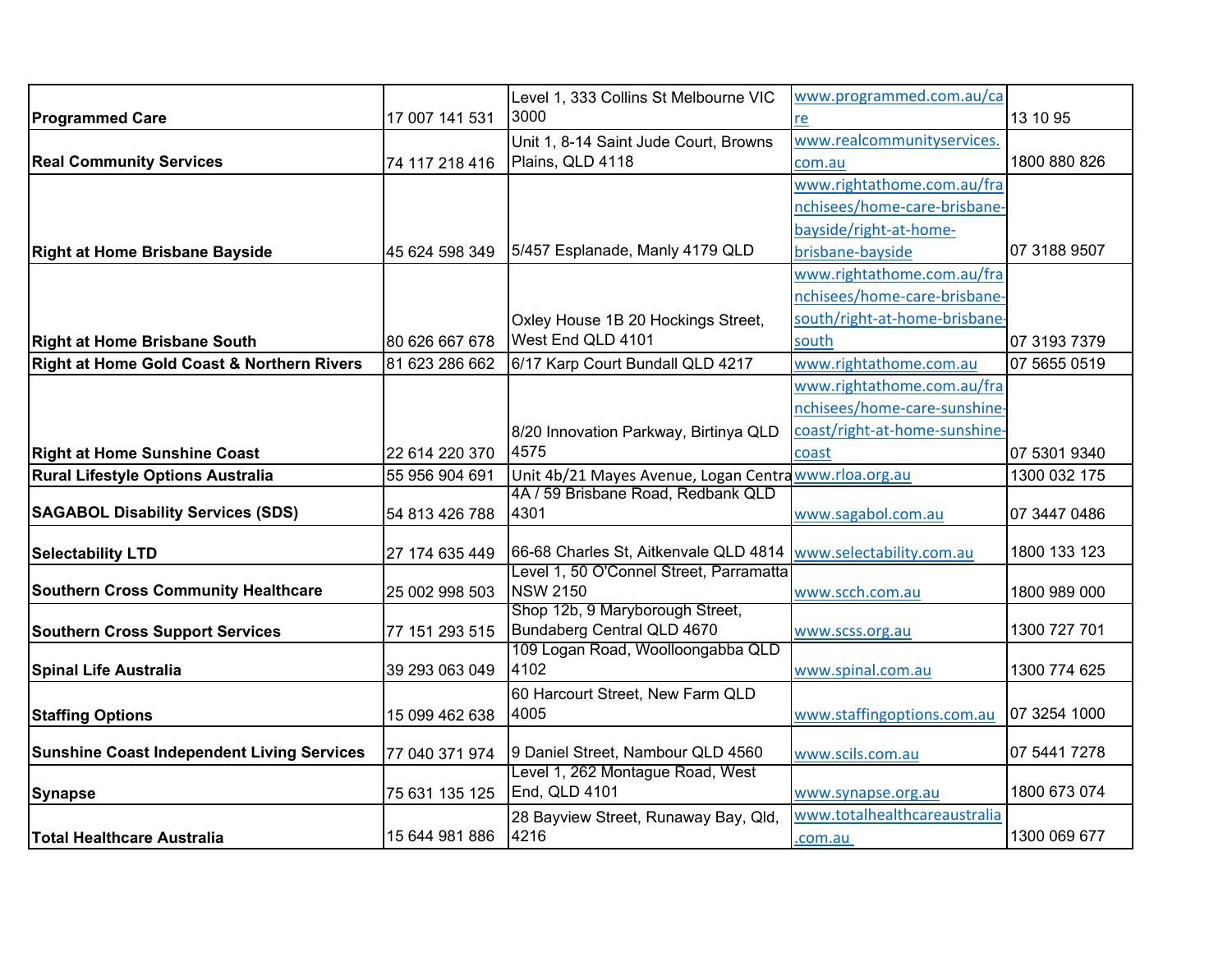| | | | | |
|---|---|---|---|---|
| **Programmed Care** | 17 007 141 531 | Level 1, 333 Collins St Melbourne VIC 3000 | www.programmed.com.au/care | 13 10 95 |
| **Real Community Services** | 74 117 218 416 | Unit 1, 8-14 Saint Jude Court, Browns Plains, QLD 4118 | www.realcommunityservices.com.au | 1800 880 826 |
| **Right at Home Brisbane Bayside** | 45 624 598 349 | 5/457 Esplanade, Manly 4179 QLD | www.rightathome.com.au/franchisees/home-care-brisbane-bayside/right-at-home-brisbane-bayside | 07 3188 9507 |
| **Right at Home Brisbane South** | 80 626 667 678 | Oxley House 1B 20 Hockings Street, West End QLD 4101 | www.rightathome.com.au/franchisees/home-care-brisbane-south/right-at-home-brisbane-south | 07 3193 7379 |
| **Right at Home Gold Coast & Northern Rivers** | 81 623 286 662 | 6/17 Karp Court Bundall QLD 4217 | www.rightathome.com.au | 07 5655 0519 |
| **Right at Home Sunshine Coast** | 22 614 220 370 | 8/20 Innovation Parkway, Birtinya QLD 4575 | www.rightathome.com.au/franchisees/home-care-sunshine-coast/right-at-home-sunshine-coast | 07 5301 9340 |
| **Rural Lifestyle Options Australia** | 55 956 904 691 | Unit 4b/21 Mayes Avenue, Logan Centra | www.rloa.org.au | 1300 032 175 |
| **SAGABOL Disability Services (SDS)** | 54 813 426 788 | 4A / 59 Brisbane Road, Redbank QLD 4301 | www.sagabol.com.au | 07 3447 0486 |
| **Selectability LTD** | 27 174 635 449 | 66-68 Charles St, Aitkenvale QLD 4814 | www.selectability.com.au | 1800 133 123 |
| **Southern Cross Community Healthcare** | 25 002 998 503 | Level 1, 50 O'Connel Street, Parramatta NSW 2150 | www.scch.com.au | 1800 989 000 |
| **Southern Cross Support Services** | 77 151 293 515 | Shop 12b, 9 Maryborough Street, Bundaberg Central QLD 4670 | www.scss.org.au | 1300 727 701 |
| **Spinal Life Australia** | 39 293 063 049 | 109 Logan Road, Woolloongabba QLD 4102 | www.spinal.com.au | 1300 774 625 |
| **Staffing Options** | 15 099 462 638 | 60 Harcourt Street, New Farm QLD 4005 | www.staffingoptions.com.au | 07 3254 1000 |
| **Sunshine Coast Independent Living Services** | 77 040 371 974 | 9 Daniel Street, Nambour QLD 4560 | www.scils.com.au | 07 5441 7278 |
| **Synapse** | 75 631 135 125 | Level 1, 262 Montague Road, West End, QLD 4101 | www.synapse.org.au | 1800 673 074 |
| **Total Healthcare Australia** | 15 644 981 886 | 28 Bayview Street, Runaway Bay, Qld, 4216 | www.totalhealthcareaustralia.com.au | 1300 069 677 |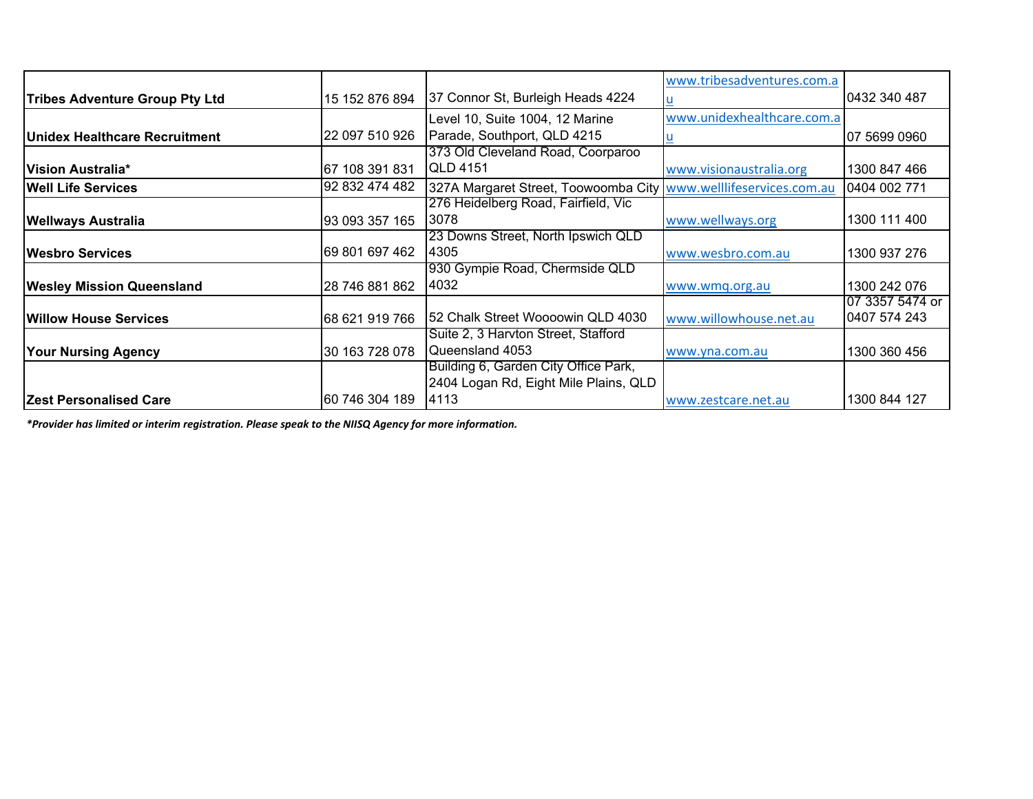| | | | | |
|---|---|---|---|---|
| **Tribes Adventure Group Pty Ltd** | 15 152 876 894 | 37 Connor St, Burleigh Heads 4224 | www.tribesadventures.com.au | 0432 340 487 |
| **Unidex Healthcare Recruitment** | 22 097 510 926 | Level 10, Suite 1004, 12 Marine Parade, Southport, QLD 4215 | www.unidexhealthcare.com.au | 07 5699 0960 |
| **Vision Australia*** | 67 108 391 831 | 373 Old Cleveland Road, Coorparoo QLD 4151 | www.visionaustralia.org | 1300 847 466 |
| **Well Life Services** | 92 832 474 482 | 327A Margaret Street, Toowoomba City | www.welllifeservices.com.au | 0404 002 771 |
| **Wellways Australia** | 93 093 357 165 | 276 Heidelberg Road, Fairfield, Vic 3078 | www.wellways.org | 1300 111 400 |
| **Wesbro Services** | 69 801 697 462 | 23 Downs Street, North Ipswich QLD 4305 | www.wesbro.com.au | 1300 937 276 |
| **Wesley Mission Queensland** | 28 746 881 862 | 930 Gympie Road, Chermside QLD 4032 | www.wmq.org.au | 1300 242 076 |
| **Willow House Services** | 68 621 919 766 | 52 Chalk Street Woooowin QLD 4030 | www.willowhouse.net.au | 07 3357 5474 or 0407 574 243 |
| **Your Nursing Agency** | 30 163 728 078 | Suite 2, 3 Harvton Street, Stafford Queensland 4053 | www.yna.com.au | 1300 360 456 |
| **Zest Personalised Care** | 60 746 304 189 | Building 6, Garden City Office Park, 2404 Logan Rd, Eight Mile Plains, QLD 4113 | www.zestcare.net.au | 1300 844 127 |

***Provider has limited or interim registration. Please speak to the NIISQ Agency for more information.***